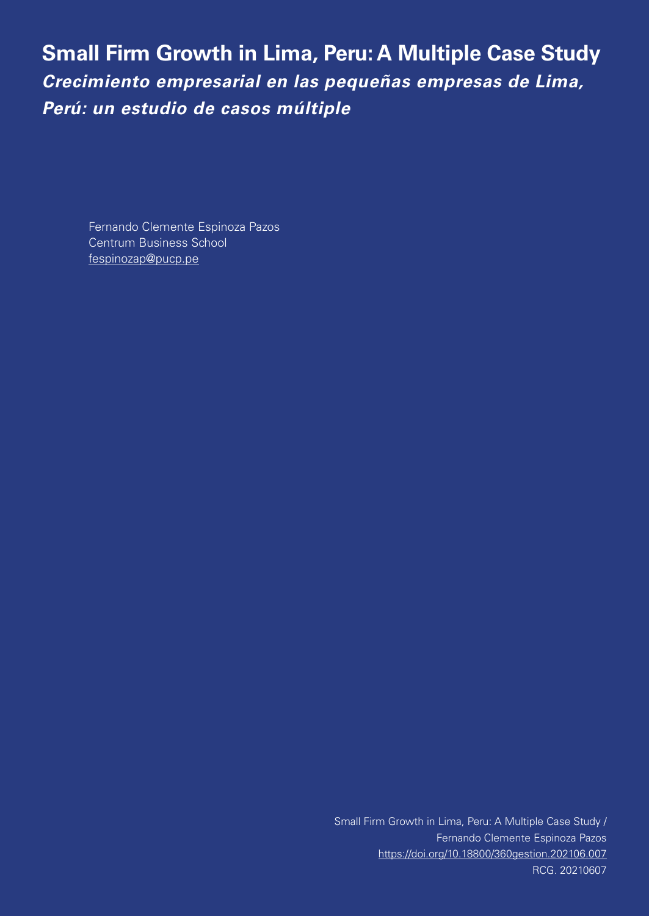# Small Firm Growth in Lima, Peru: A Multiple Case Study

## *Crecimiento empresarial en las pequeñas empresas de Lima, Perú: un estudio de casos múltiple*

Fernando Clemente Espinoza Pazos
Centrum Business School
fespinozap@pucp.pe

Small Firm Growth in Lima, Peru: A Multiple Case Study /
Fernando Clemente Espinoza Pazos
https://doi.org/10.18800/360gestion.202106.007
RCG. 20210607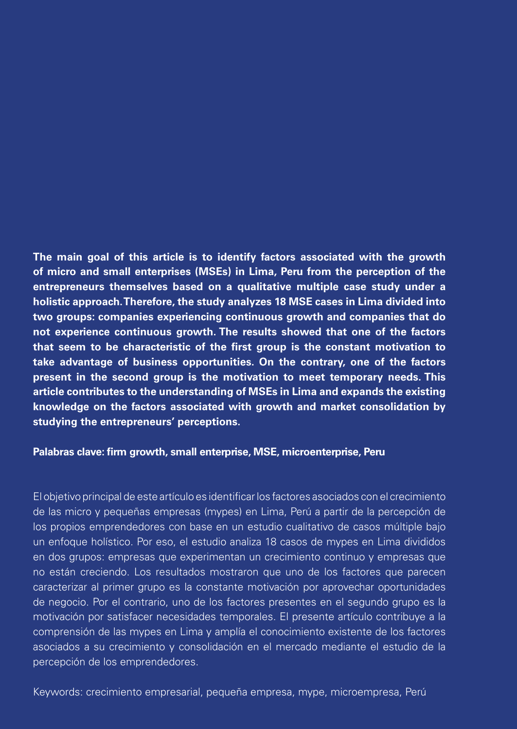**The main goal of this article is to identify factors associated with the growth of micro and small enterprises (MSEs) in Lima, Peru from the perception of the entrepreneurs themselves based on a qualitative multiple case study under a holistic approach. Therefore, the study analyzes 18 MSE cases in Lima divided into two groups: companies experiencing continuous growth and companies that do not experience continuous growth. The results showed that one of the factors that seem to be characteristic of the first group is the constant motivation to take advantage of business opportunities. On the contrary, one of the factors present in the second group is the motivation to meet temporary needs. This article contributes to the understanding of MSEs in Lima and expands the existing knowledge on the factors associated with growth and market consolidation by studying the entrepreneurs' perceptions.**

**Palabras clave: firm growth, small enterprise, MSE, microenterprise, Peru**

El objetivo principal de este artículo es identificar los factores asociados con el crecimiento de las micro y pequeñas empresas (mypes) en Lima, Perú a partir de la percepción de los propios emprendedores con base en un estudio cualitativo de casos múltiple bajo un enfoque holístico. Por eso, el estudio analiza 18 casos de mypes en Lima divididos en dos grupos: empresas que experimentan un crecimiento continuo y empresas que no están creciendo. Los resultados mostraron que uno de los factores que parecen caracterizar al primer grupo es la constante motivación por aprovechar oportunidades de negocio. Por el contrario, uno de los factores presentes en el segundo grupo es la motivación por satisfacer necesidades temporales. El presente artículo contribuye a la comprensión de las mypes en Lima y amplía el conocimiento existente de los factores asociados a su crecimiento y consolidación en el mercado mediante el estudio de la percepción de los emprendedores.

Keywords: crecimiento empresarial, pequeña empresa, mype, microempresa, Perú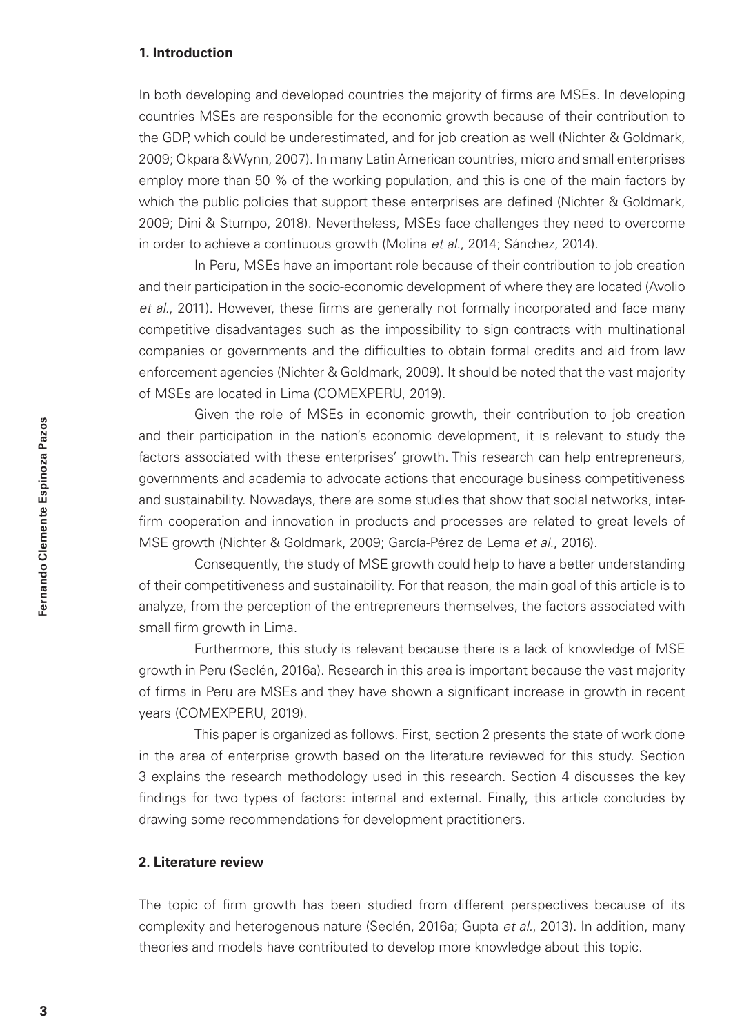## 1. Introduction

In both developing and developed countries the majority of firms are MSEs. In developing countries MSEs are responsible for the economic growth because of their contribution to the GDP, which could be underestimated, and for job creation as well (Nichter & Goldmark, 2009; Okpara & Wynn, 2007). In many Latin American countries, micro and small enterprises employ more than 50 % of the working population, and this is one of the main factors by which the public policies that support these enterprises are defined (Nichter & Goldmark, 2009; Dini & Stumpo, 2018). Nevertheless, MSEs face challenges they need to overcome in order to achieve a continuous growth (Molina *et al.*, 2014; Sánchez, 2014).

In Peru, MSEs have an important role because of their contribution to job creation and their participation in the socio-economic development of where they are located (Avolio *et al.*, 2011). However, these firms are generally not formally incorporated and face many competitive disadvantages such as the impossibility to sign contracts with multinational companies or governments and the difficulties to obtain formal credits and aid from law enforcement agencies (Nichter & Goldmark, 2009). It should be noted that the vast majority of MSEs are located in Lima (COMEXPERU, 2019).

Given the role of MSEs in economic growth, their contribution to job creation and their participation in the nation's economic development, it is relevant to study the factors associated with these enterprises' growth. This research can help entrepreneurs, governments and academia to advocate actions that encourage business competitiveness and sustainability. Nowadays, there are some studies that show that social networks, inter-firm cooperation and innovation in products and processes are related to great levels of MSE growth (Nichter & Goldmark, 2009; García-Pérez de Lema *et al.*, 2016).

Consequently, the study of MSE growth could help to have a better understanding of their competitiveness and sustainability. For that reason, the main goal of this article is to analyze, from the perception of the entrepreneurs themselves, the factors associated with small firm growth in Lima.

Furthermore, this study is relevant because there is a lack of knowledge of MSE growth in Peru (Seclén, 2016a). Research in this area is important because the vast majority of firms in Peru are MSEs and they have shown a significant increase in growth in recent years (COMEXPERU, 2019).

This paper is organized as follows. First, section 2 presents the state of work done in the area of enterprise growth based on the literature reviewed for this study. Section 3 explains the research methodology used in this research. Section 4 discusses the key findings for two types of factors: internal and external. Finally, this article concludes by drawing some recommendations for development practitioners.

## 2. Literature review

The topic of firm growth has been studied from different perspectives because of its complexity and heterogenous nature (Seclén, 2016a; Gupta *et al.*, 2013). In addition, many theories and models have contributed to develop more knowledge about this topic.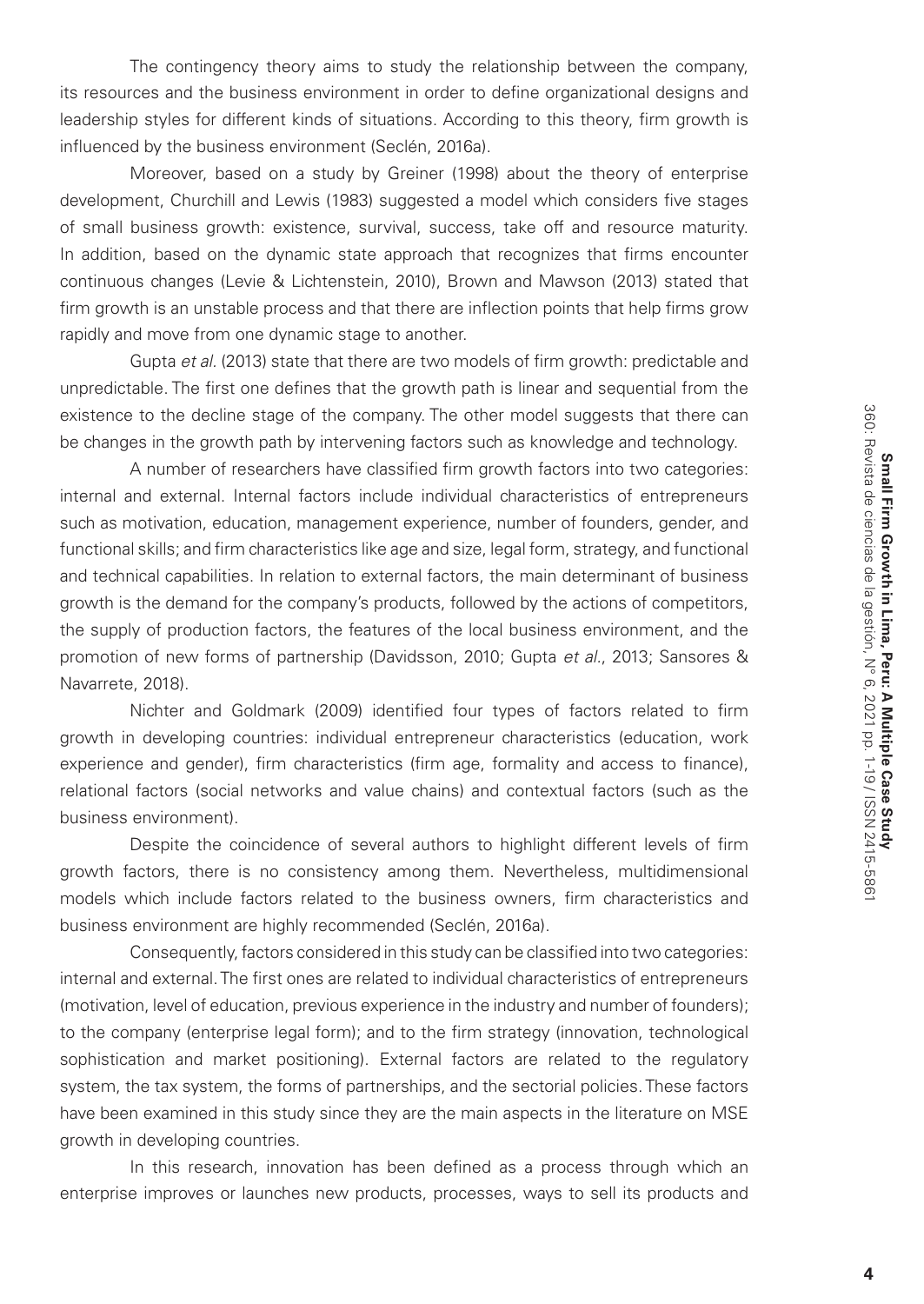The contingency theory aims to study the relationship between the company, its resources and the business environment in order to define organizational designs and leadership styles for different kinds of situations. According to this theory, firm growth is influenced by the business environment (Seclén, 2016a).

Moreover, based on a study by Greiner (1998) about the theory of enterprise development, Churchill and Lewis (1983) suggested a model which considers five stages of small business growth: existence, survival, success, take off and resource maturity. In addition, based on the dynamic state approach that recognizes that firms encounter continuous changes (Levie & Lichtenstein, 2010), Brown and Mawson (2013) stated that firm growth is an unstable process and that there are inflection points that help firms grow rapidly and move from one dynamic stage to another.

Gupta *et al.* (2013) state that there are two models of firm growth: predictable and unpredictable. The first one defines that the growth path is linear and sequential from the existence to the decline stage of the company. The other model suggests that there can be changes in the growth path by intervening factors such as knowledge and technology.

A number of researchers have classified firm growth factors into two categories: internal and external. Internal factors include individual characteristics of entrepreneurs such as motivation, education, management experience, number of founders, gender, and functional skills; and firm characteristics like age and size, legal form, strategy, and functional and technical capabilities. In relation to external factors, the main determinant of business growth is the demand for the company's products, followed by the actions of competitors, the supply of production factors, the features of the local business environment, and the promotion of new forms of partnership (Davidsson, 2010; Gupta *et al.*, 2013; Sansores & Navarrete, 2018).

Nichter and Goldmark (2009) identified four types of factors related to firm growth in developing countries: individual entrepreneur characteristics (education, work experience and gender), firm characteristics (firm age, formality and access to finance), relational factors (social networks and value chains) and contextual factors (such as the business environment).

Despite the coincidence of several authors to highlight different levels of firm growth factors, there is no consistency among them. Nevertheless, multidimensional models which include factors related to the business owners, firm characteristics and business environment are highly recommended (Seclén, 2016a).

Consequently, factors considered in this study can be classified into two categories: internal and external. The first ones are related to individual characteristics of entrepreneurs (motivation, level of education, previous experience in the industry and number of founders); to the company (enterprise legal form); and to the firm strategy (innovation, technological sophistication and market positioning). External factors are related to the regulatory system, the tax system, the forms of partnerships, and the sectorial policies. These factors have been examined in this study since they are the main aspects in the literature on MSE growth in developing countries.

In this research, innovation has been defined as a process through which an enterprise improves or launches new products, processes, ways to sell its products and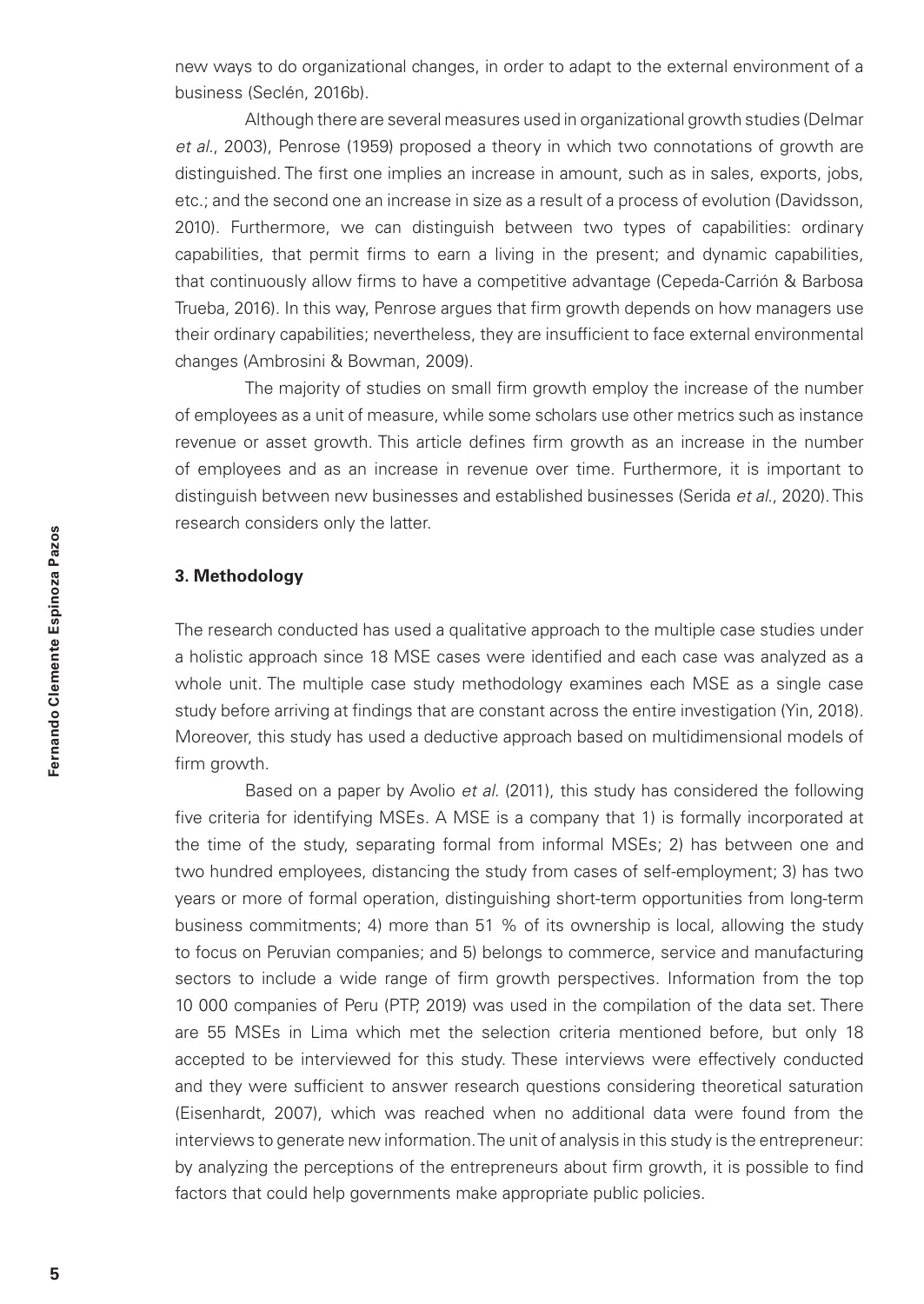new ways to do organizational changes, in order to adapt to the external environment of a business (Seclén, 2016b).

Although there are several measures used in organizational growth studies (Delmar *et al*., 2003), Penrose (1959) proposed a theory in which two connotations of growth are distinguished. The first one implies an increase in amount, such as in sales, exports, jobs, etc.; and the second one an increase in size as a result of a process of evolution (Davidsson, 2010). Furthermore, we can distinguish between two types of capabilities: ordinary capabilities, that permit firms to earn a living in the present; and dynamic capabilities, that continuously allow firms to have a competitive advantage (Cepeda-Carrión & Barbosa Trueba, 2016). In this way, Penrose argues that firm growth depends on how managers use their ordinary capabilities; nevertheless, they are insufficient to face external environmental changes (Ambrosini & Bowman, 2009).

The majority of studies on small firm growth employ the increase of the number of employees as a unit of measure, while some scholars use other metrics such as instance revenue or asset growth. This article defines firm growth as an increase in the number of employees and as an increase in revenue over time. Furthermore, it is important to distinguish between new businesses and established businesses (Serida *et al*., 2020). This research considers only the latter.

### 3. Methodology

The research conducted has used a qualitative approach to the multiple case studies under a holistic approach since 18 MSE cases were identified and each case was analyzed as a whole unit. The multiple case study methodology examines each MSE as a single case study before arriving at findings that are constant across the entire investigation (Yin, 2018). Moreover, this study has used a deductive approach based on multidimensional models of firm growth.

Based on a paper by Avolio *et al*. (2011), this study has considered the following five criteria for identifying MSEs. A MSE is a company that 1) is formally incorporated at the time of the study, separating formal from informal MSEs; 2) has between one and two hundred employees, distancing the study from cases of self-employment; 3) has two years or more of formal operation, distinguishing short-term opportunities from long-term business commitments; 4) more than 51 % of its ownership is local, allowing the study to focus on Peruvian companies; and 5) belongs to commerce, service and manufacturing sectors to include a wide range of firm growth perspectives. Information from the top 10 000 companies of Peru (PTP, 2019) was used in the compilation of the data set. There are 55 MSEs in Lima which met the selection criteria mentioned before, but only 18 accepted to be interviewed for this study. These interviews were effectively conducted and they were sufficient to answer research questions considering theoretical saturation (Eisenhardt, 2007), which was reached when no additional data were found from the interviews to generate new information. The unit of analysis in this study is the entrepreneur: by analyzing the perceptions of the entrepreneurs about firm growth, it is possible to find factors that could help governments make appropriate public policies.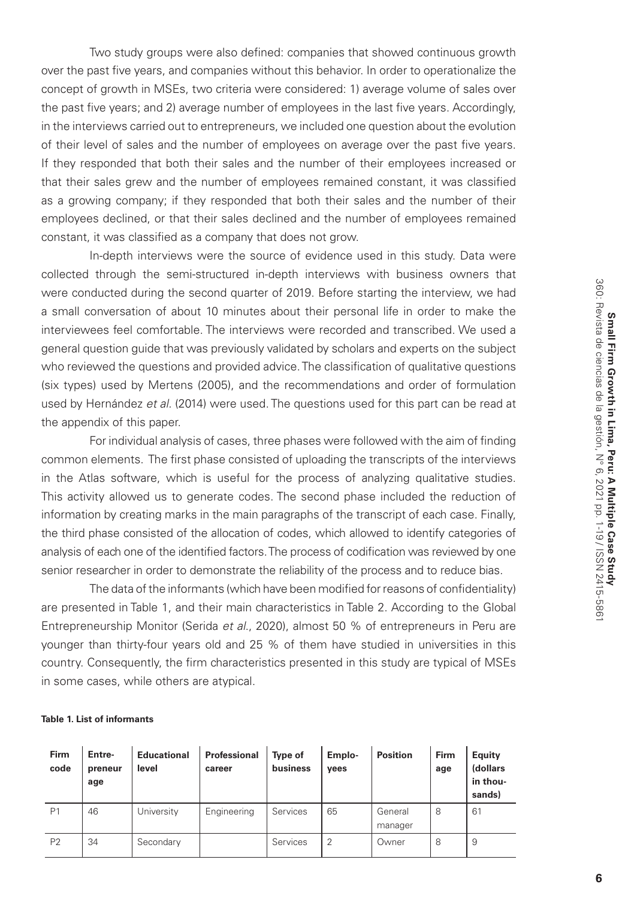Two study groups were also defined: companies that showed continuous growth over the past five years, and companies without this behavior. In order to operationalize the concept of growth in MSEs, two criteria were considered: 1) average volume of sales over the past five years; and 2) average number of employees in the last five years. Accordingly, in the interviews carried out to entrepreneurs, we included one question about the evolution of their level of sales and the number of employees on average over the past five years. If they responded that both their sales and the number of their employees increased or that their sales grew and the number of employees remained constant, it was classified as a growing company; if they responded that both their sales and the number of their employees declined, or that their sales declined and the number of employees remained constant, it was classified as a company that does not grow.

In-depth interviews were the source of evidence used in this study. Data were collected through the semi-structured in-depth interviews with business owners that were conducted during the second quarter of 2019. Before starting the interview, we had a small conversation of about 10 minutes about their personal life in order to make the interviewees feel comfortable. The interviews were recorded and transcribed. We used a general question guide that was previously validated by scholars and experts on the subject who reviewed the questions and provided advice. The classification of qualitative questions (six types) used by Mertens (2005), and the recommendations and order of formulation used by Hernández *et al*. (2014) were used. The questions used for this part can be read at the appendix of this paper.

For individual analysis of cases, three phases were followed with the aim of finding common elements. The first phase consisted of uploading the transcripts of the interviews in the Atlas software, which is useful for the process of analyzing qualitative studies. This activity allowed us to generate codes. The second phase included the reduction of information by creating marks in the main paragraphs of the transcript of each case. Finally, the third phase consisted of the allocation of codes, which allowed to identify categories of analysis of each one of the identified factors. The process of codification was reviewed by one senior researcher in order to demonstrate the reliability of the process and to reduce bias.

The data of the informants (which have been modified for reasons of confidentiality) are presented in Table 1, and their main characteristics in Table 2. According to the Global Entrepreneurship Monitor (Serida *et al*., 2020), almost 50 % of entrepreneurs in Peru are younger than thirty-four years old and 25 % of them have studied in universities in this country. Consequently, the firm characteristics presented in this study are typical of MSEs in some cases, while others are atypical.

**Table 1. List of informants**

| Firm code | Entrepreneur age | Educational level | Professional career | Type of business | Employees | Position | Firm age | Equity (dollars in thousands) |
|---|---|---|---|---|---|---|---|---|
| P1 | 46 | University | Engineering | Services | 65 | General manager | 8 | 61 |
| P2 | 34 | Secondary | | Services | 2 | Owner | 8 | 9 |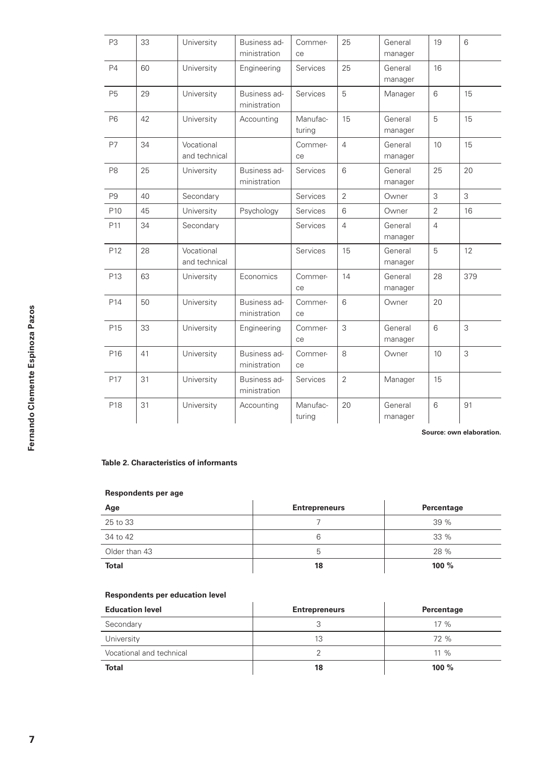| P3 | 33 | University | Business administration | Commerce | 25 | General manager | 19 | 6 |
|---|---|---|---|---|---|---|---|---|
| P4 | 60 | University | Engineering | Services | 25 | General manager | 16 | |
| P5 | 29 | University | Business administration | Services | 5 | Manager | 6 | 15 |
| P6 | 42 | University | Accounting | Manufacturing | 15 | General manager | 5 | 15 |
| P7 | 34 | Vocational and technical | | Commerce | 4 | General manager | 10 | 15 |
| P8 | 25 | University | Business administration | Services | 6 | General manager | 25 | 20 |
| P9 | 40 | Secondary | | Services | 2 | Owner | 3 | 3 |
| P10 | 45 | University | Psychology | Services | 6 | Owner | 2 | 16 |
| P11 | 34 | Secondary | | Services | 4 | General manager | 4 | |
| P12 | 28 | Vocational and technical | | Services | 15 | General manager | 5 | 12 |
| P13 | 63 | University | Economics | Commerce | 14 | General manager | 28 | 379 |
| P14 | 50 | University | Business administration | Commerce | 6 | Owner | 20 | |
| P15 | 33 | University | Engineering | Commerce | 3 | General manager | 6 | 3 |
| P16 | 41 | University | Business administration | Commerce | 8 | Owner | 10 | 3 |
| P17 | 31 | University | Business administration | Services | 2 | Manager | 15 | |
| P18 | 31 | University | Accounting | Manufacturing | 20 | General manager | 6 | 91 |

**Source: own elaboration.**

**Table 2. Characteristics of informants**

**Respondents per age**

| Age | Entrepreneurs | Percentage |
|---|---|---|
| 25 to 33 | 7 | 39 % |
| 34 to 42 | 6 | 33 % |
| Older than 43 | 5 | 28 % |
| **Total** | **18** | **100 %** |

**Respondents per education level**

| Education level | Entrepreneurs | Percentage |
|---|---|---|
| Secondary | 3 | 17 % |
| University | 13 | 72 % |
| Vocational and technical | 2 | 11 % |
| **Total** | **18** | **100 %** |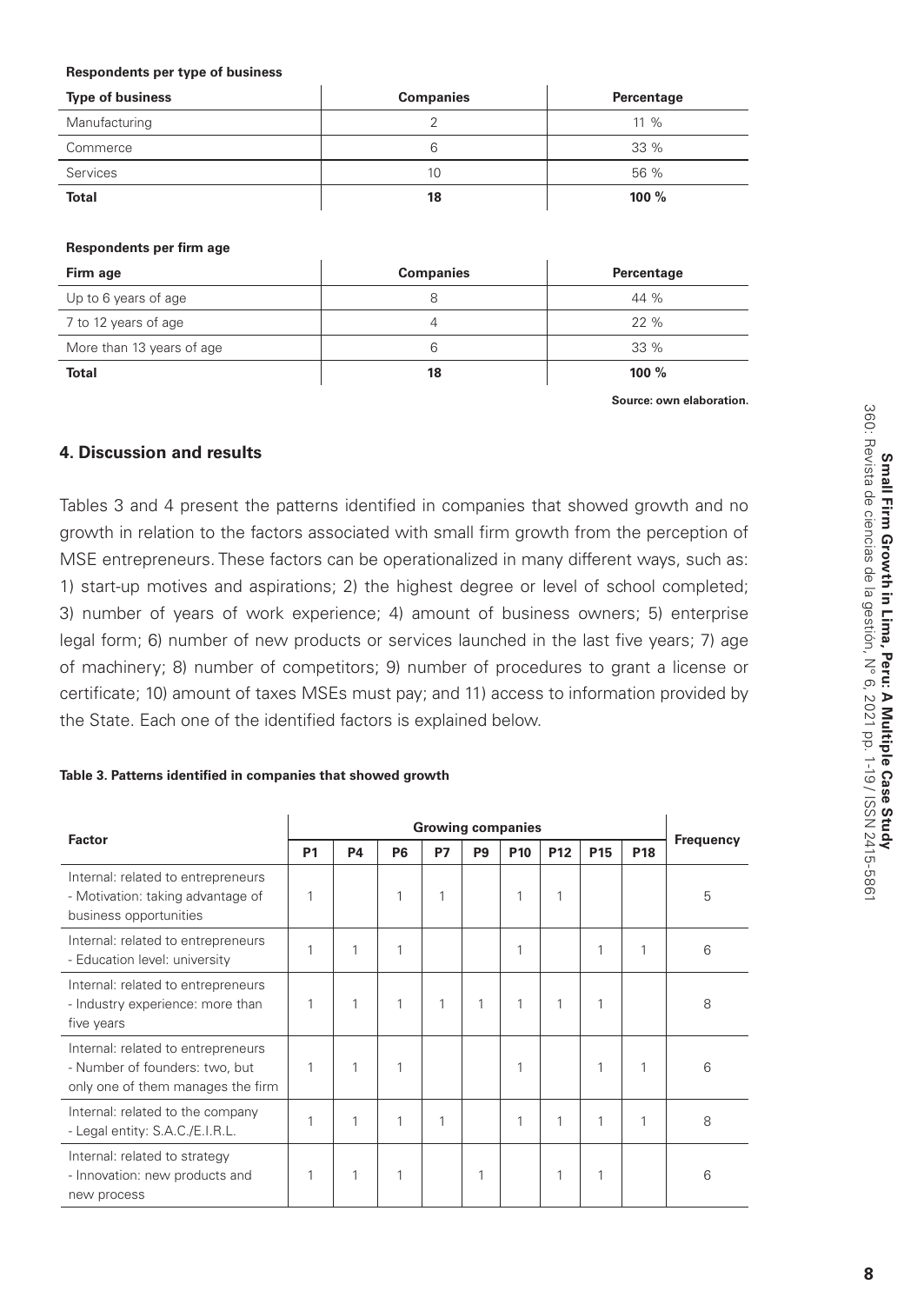**Respondents per type of business**

| Type of business | Companies | Percentage |
|---|---|---|
| Manufacturing | 2 | 11 % |
| Commerce | 6 | 33 % |
| Services | 10 | 56 % |
| **Total** | **18** | **100 %** |

**Respondents per firm age**

| Firm age | Companies | Percentage |
|---|---|---|
| Up to 6 years of age | 8 | 44 % |
| 7 to 12 years of age | 4 | 22 % |
| More than 13 years of age | 6 | 33 % |
| **Total** | **18** | **100 %** |

**Source: own elaboration.**

## 4. Discussion and results

Tables 3 and 4 present the patterns identified in companies that showed growth and no growth in relation to the factors associated with small firm growth from the perception of MSE entrepreneurs. These factors can be operationalized in many different ways, such as: 1) start-up motives and aspirations; 2) the highest degree or level of school completed; 3) number of years of work experience; 4) amount of business owners; 5) enterprise legal form; 6) number of new products or services launched in the last five years; 7) age of machinery; 8) number of competitors; 9) number of procedures to grant a license or certificate; 10) amount of taxes MSEs must pay; and 11) access to information provided by the State. Each one of the identified factors is explained below.

**Table 3. Patterns identified in companies that showed growth**

| Factor | Growing companies | | | | | | | | | Frequency |
|---|---|---|---|---|---|---|---|---|---|---|
| | P1 | P4 | P6 | P7 | P9 | P10 | P12 | P15 | P18 | |
| Internal: related to entrepreneurs - Motivation: taking advantage of business opportunities | 1 | | 1 | 1 | | 1 | 1 | | | 5 |
| Internal: related to entrepreneurs - Education level: university | 1 | 1 | 1 | | | 1 | | 1 | 1 | 6 |
| Internal: related to entrepreneurs - Industry experience: more than five years | 1 | 1 | 1 | 1 | 1 | 1 | 1 | 1 | | 8 |
| Internal: related to entrepreneurs - Number of founders: two, but only one of them manages the firm | 1 | 1 | 1 | | | 1 | | 1 | 1 | 6 |
| Internal: related to the company - Legal entity: S.A.C./E.I.R.L. | 1 | 1 | 1 | 1 | | 1 | 1 | 1 | 1 | 8 |
| Internal: related to strategy - Innovation: new products and new process | 1 | 1 | 1 | | 1 | | 1 | 1 | | 6 |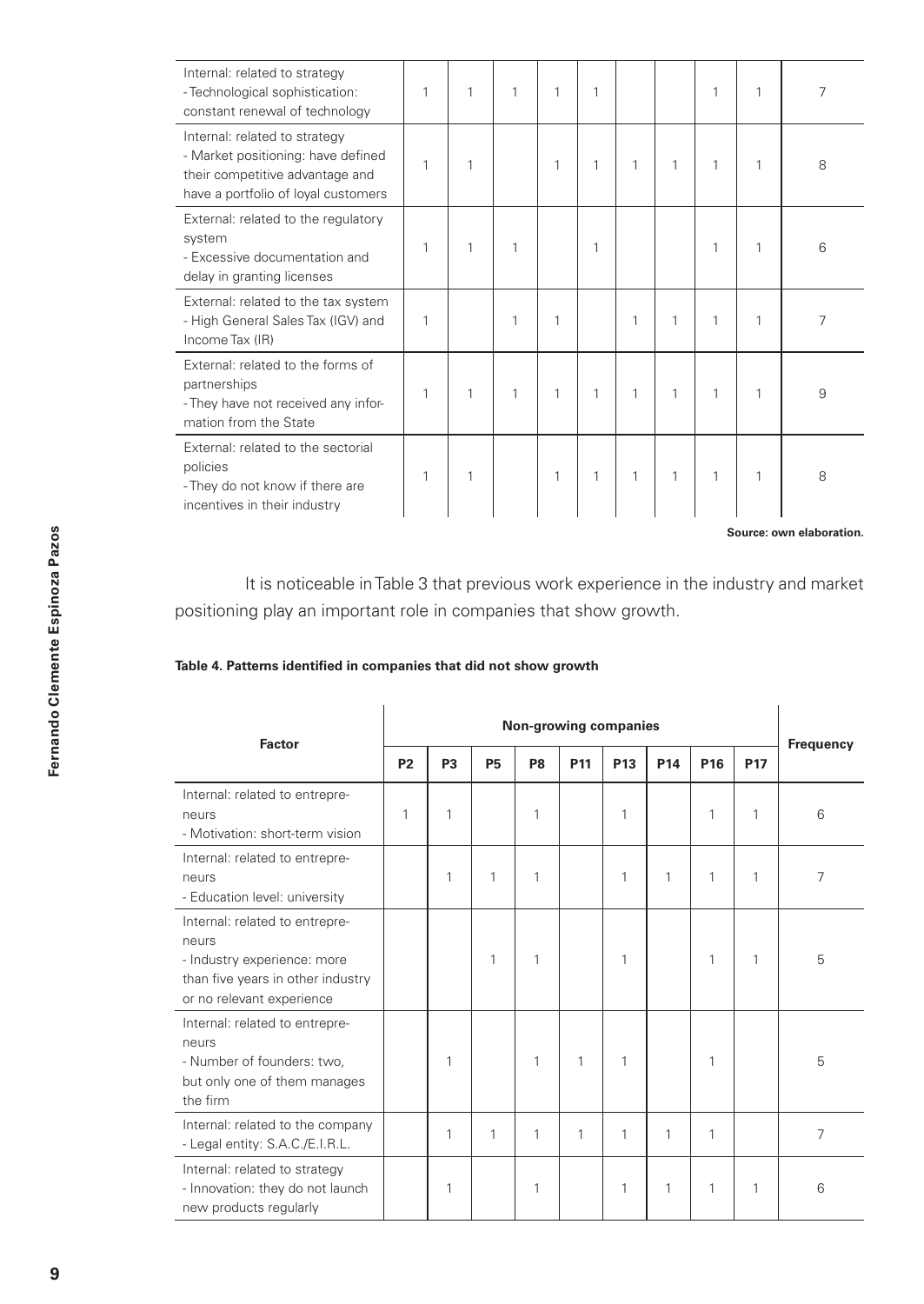| Factor | | | | | | | | | | Frequency |
|---|---|---|---|---|---|---|---|---|---|---|
| Internal: related to strategy<br>- Technological sophistication: constant renewal of technology | 1 | 1 | 1 | 1 | 1 | | | 1 | 1 | 7 |
| Internal: related to strategy<br>- Market positioning: have defined their competitive advantage and have a portfolio of loyal customers | 1 | 1 | | 1 | 1 | 1 | 1 | 1 | 1 | 8 |
| External: related to the regulatory system<br>- Excessive documentation and delay in granting licenses | 1 | 1 | 1 | | 1 | | | 1 | 1 | 6 |
| External: related to the tax system<br>- High General Sales Tax (IGV) and Income Tax (IR) | 1 | | 1 | 1 | | 1 | 1 | 1 | 1 | 7 |
| External: related to the forms of partnerships<br>- They have not received any information from the State | 1 | 1 | 1 | 1 | 1 | 1 | 1 | 1 | 1 | 9 |
| External: related to the sectorial policies<br>- They do not know if there are incentives in their industry | 1 | 1 | | 1 | 1 | 1 | 1 | 1 | 1 | 8 |

**Source: own elaboration.**

It is noticeable in Table 3 that previous work experience in the industry and market positioning play an important role in companies that show growth.

**Table 4. Patterns identified in companies that did not show growth**

| Factor | Non-growing companies | | | | | | | | | Frequency |
|---|---|---|---|---|---|---|---|---|---|---|
| | P2 | P3 | P5 | P8 | P11 | P13 | P14 | P16 | P17 | |
| Internal: related to entrepreneurs<br>- Motivation: short-term vision | 1 | 1 | | 1 | | 1 | | 1 | 1 | 6 |
| Internal: related to entrepreneurs<br>- Education level: university | | 1 | 1 | 1 | | 1 | 1 | 1 | 1 | 7 |
| Internal: related to entrepreneurs<br>- Industry experience: more than five years in other industry or no relevant experience | | | 1 | 1 | | 1 | | 1 | 1 | 5 |
| Internal: related to entrepreneurs<br>- Number of founders: two, but only one of them manages the firm | | 1 | | 1 | 1 | 1 | | 1 | | 5 |
| Internal: related to the company<br>- Legal entity: S.A.C./E.I.R.L. | | 1 | 1 | 1 | 1 | 1 | 1 | 1 | | 7 |
| Internal: related to strategy<br>- Innovation: they do not launch new products regularly | | 1 | | 1 | | 1 | 1 | 1 | 1 | 6 |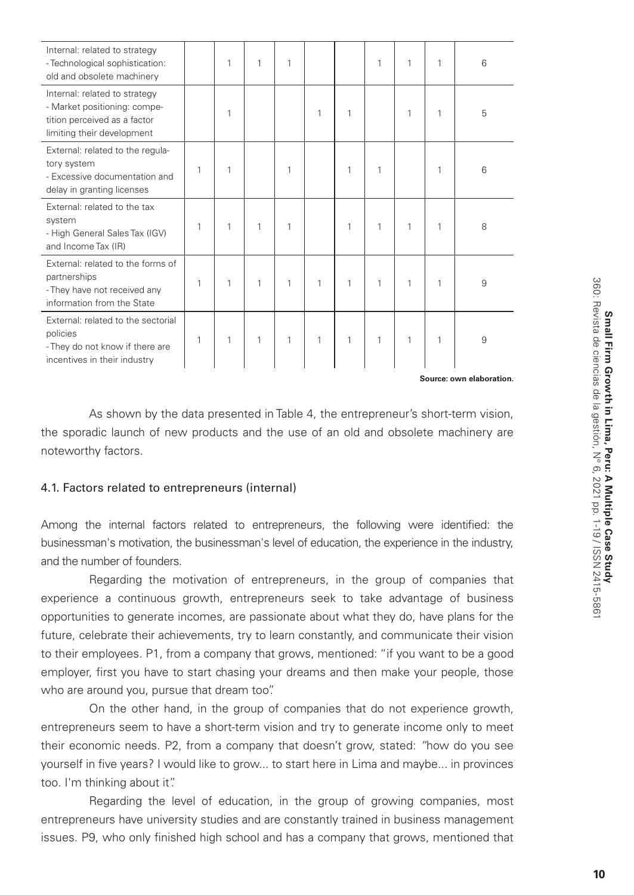| | | | | | | | | | | |
|---|---|---|---|---|---|---|---|---|---|---|
| Internal: related to strategy<br>- Technological sophistication: old and obsolete machinery | | 1 | 1 | 1 | | | 1 | 1 | 1 | 6 |
| Internal: related to strategy<br>- Market positioning: competition perceived as a factor limiting their development | | 1 | | | 1 | 1 | | 1 | 1 | 5 |
| External: related to the regulatory system<br>- Excessive documentation and delay in granting licenses | 1 | 1 | | 1 | | 1 | 1 | | 1 | 6 |
| External: related to the tax system<br>- High General Sales Tax (IGV) and Income Tax (IR) | 1 | 1 | 1 | 1 | | 1 | 1 | 1 | 1 | 8 |
| External: related to the forms of partnerships<br>- They have not received any information from the State | 1 | 1 | 1 | 1 | 1 | 1 | 1 | 1 | 1 | 9 |
| External: related to the sectorial policies<br>- They do not know if there are incentives in their industry | 1 | 1 | 1 | 1 | 1 | 1 | 1 | 1 | 1 | 9 |

**Source: own elaboration.**

As shown by the data presented in Table 4, the entrepreneur's short-term vision, the sporadic launch of new products and the use of an old and obsolete machinery are noteworthy factors.

### 4.1. Factors related to entrepreneurs (internal)

Among the internal factors related to entrepreneurs, the following were identified: the businessman's motivation, the businessman's level of education, the experience in the industry, and the number of founders.

Regarding the motivation of entrepreneurs, in the group of companies that experience a continuous growth, entrepreneurs seek to take advantage of business opportunities to generate incomes, are passionate about what they do, have plans for the future, celebrate their achievements, try to learn constantly, and communicate their vision to their employees. P1, from a company that grows, mentioned: "if you want to be a good employer, first you have to start chasing your dreams and then make your people, those who are around you, pursue that dream too".

On the other hand, in the group of companies that do not experience growth, entrepreneurs seem to have a short-term vision and try to generate income only to meet their economic needs. P2, from a company that doesn't grow, stated: "how do you see yourself in five years? I would like to grow... to start here in Lima and maybe... in provinces too. I'm thinking about it".

Regarding the level of education, in the group of growing companies, most entrepreneurs have university studies and are constantly trained in business management issues. P9, who only finished high school and has a company that grows, mentioned that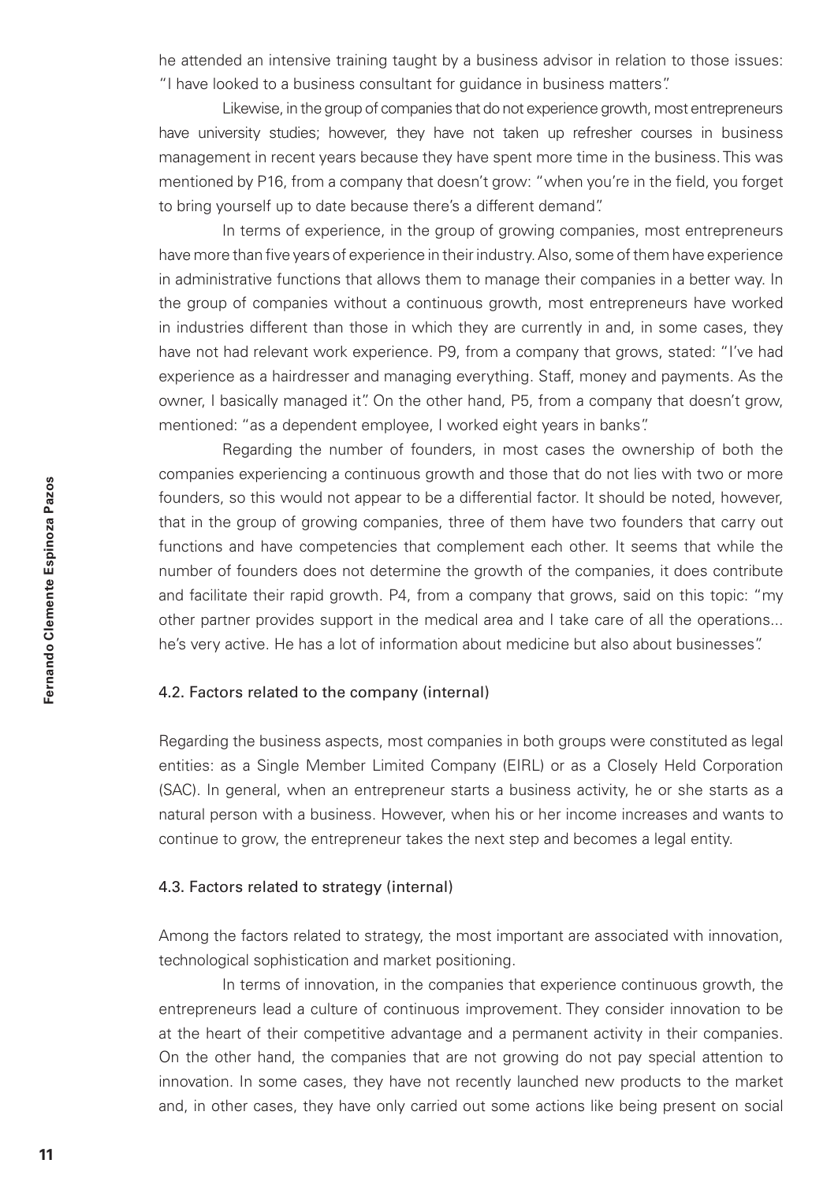he attended an intensive training taught by a business advisor in relation to those issues: "I have looked to a business consultant for guidance in business matters".

Likewise, in the group of companies that do not experience growth, most entrepreneurs have university studies; however, they have not taken up refresher courses in business management in recent years because they have spent more time in the business. This was mentioned by P16, from a company that doesn't grow: "when you're in the field, you forget to bring yourself up to date because there's a different demand".

In terms of experience, in the group of growing companies, most entrepreneurs have more than five years of experience in their industry. Also, some of them have experience in administrative functions that allows them to manage their companies in a better way. In the group of companies without a continuous growth, most entrepreneurs have worked in industries different than those in which they are currently in and, in some cases, they have not had relevant work experience. P9, from a company that grows, stated: "I've had experience as a hairdresser and managing everything. Staff, money and payments. As the owner, I basically managed it". On the other hand, P5, from a company that doesn't grow, mentioned: "as a dependent employee, I worked eight years in banks".

Regarding the number of founders, in most cases the ownership of both the companies experiencing a continuous growth and those that do not lies with two or more founders, so this would not appear to be a differential factor. It should be noted, however, that in the group of growing companies, three of them have two founders that carry out functions and have competencies that complement each other. It seems that while the number of founders does not determine the growth of the companies, it does contribute and facilitate their rapid growth. P4, from a company that grows, said on this topic: "my other partner provides support in the medical area and I take care of all the operations... he's very active. He has a lot of information about medicine but also about businesses".

### 4.2. Factors related to the company (internal)

Regarding the business aspects, most companies in both groups were constituted as legal entities: as a Single Member Limited Company (EIRL) or as a Closely Held Corporation (SAC). In general, when an entrepreneur starts a business activity, he or she starts as a natural person with a business. However, when his or her income increases and wants to continue to grow, the entrepreneur takes the next step and becomes a legal entity.

### 4.3. Factors related to strategy (internal)

Among the factors related to strategy, the most important are associated with innovation, technological sophistication and market positioning.

In terms of innovation, in the companies that experience continuous growth, the entrepreneurs lead a culture of continuous improvement. They consider innovation to be at the heart of their competitive advantage and a permanent activity in their companies. On the other hand, the companies that are not growing do not pay special attention to innovation. In some cases, they have not recently launched new products to the market and, in other cases, they have only carried out some actions like being present on social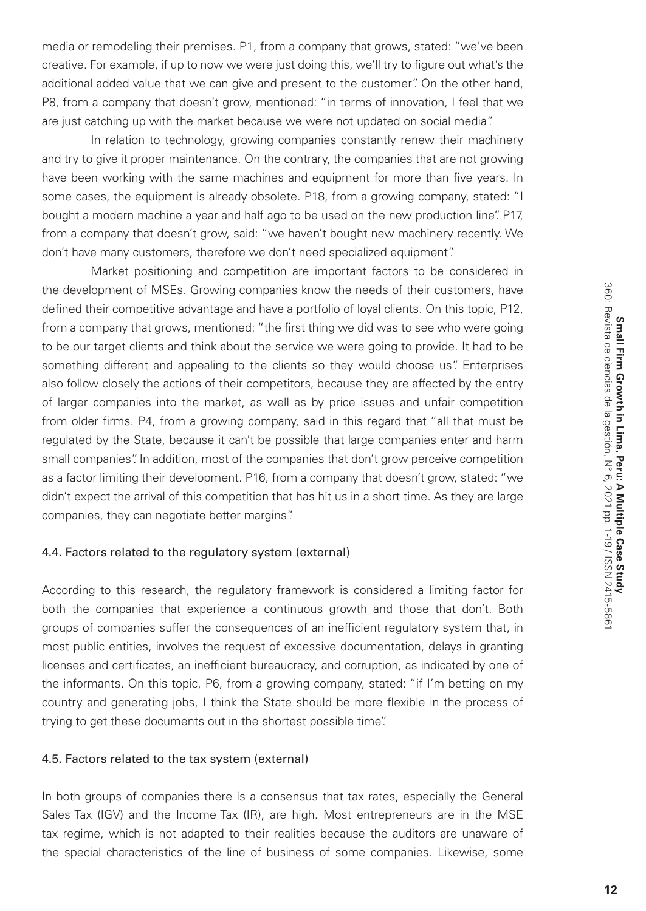media or remodeling their premises. P1, from a company that grows, stated: "we've been creative. For example, if up to now we were just doing this, we'll try to figure out what's the additional added value that we can give and present to the customer". On the other hand, P8, from a company that doesn't grow, mentioned: "in terms of innovation, I feel that we are just catching up with the market because we were not updated on social media".

In relation to technology, growing companies constantly renew their machinery and try to give it proper maintenance. On the contrary, the companies that are not growing have been working with the same machines and equipment for more than five years. In some cases, the equipment is already obsolete. P18, from a growing company, stated: "I bought a modern machine a year and half ago to be used on the new production line". P17, from a company that doesn't grow, said: "we haven't bought new machinery recently. We don't have many customers, therefore we don't need specialized equipment".

Market positioning and competition are important factors to be considered in the development of MSEs. Growing companies know the needs of their customers, have defined their competitive advantage and have a portfolio of loyal clients. On this topic, P12, from a company that grows, mentioned: "the first thing we did was to see who were going to be our target clients and think about the service we were going to provide. It had to be something different and appealing to the clients so they would choose us". Enterprises also follow closely the actions of their competitors, because they are affected by the entry of larger companies into the market, as well as by price issues and unfair competition from older firms. P4, from a growing company, said in this regard that "all that must be regulated by the State, because it can't be possible that large companies enter and harm small companies". In addition, most of the companies that don't grow perceive competition as a factor limiting their development. P16, from a company that doesn't grow, stated: "we didn't expect the arrival of this competition that has hit us in a short time. As they are large companies, they can negotiate better margins".

### 4.4. Factors related to the regulatory system (external)

According to this research, the regulatory framework is considered a limiting factor for both the companies that experience a continuous growth and those that don't. Both groups of companies suffer the consequences of an inefficient regulatory system that, in most public entities, involves the request of excessive documentation, delays in granting licenses and certificates, an inefficient bureaucracy, and corruption, as indicated by one of the informants. On this topic, P6, from a growing company, stated: "if I'm betting on my country and generating jobs, I think the State should be more flexible in the process of trying to get these documents out in the shortest possible time".

### 4.5. Factors related to the tax system (external)

In both groups of companies there is a consensus that tax rates, especially the General Sales Tax (IGV) and the Income Tax (IR), are high. Most entrepreneurs are in the MSE tax regime, which is not adapted to their realities because the auditors are unaware of the special characteristics of the line of business of some companies. Likewise, some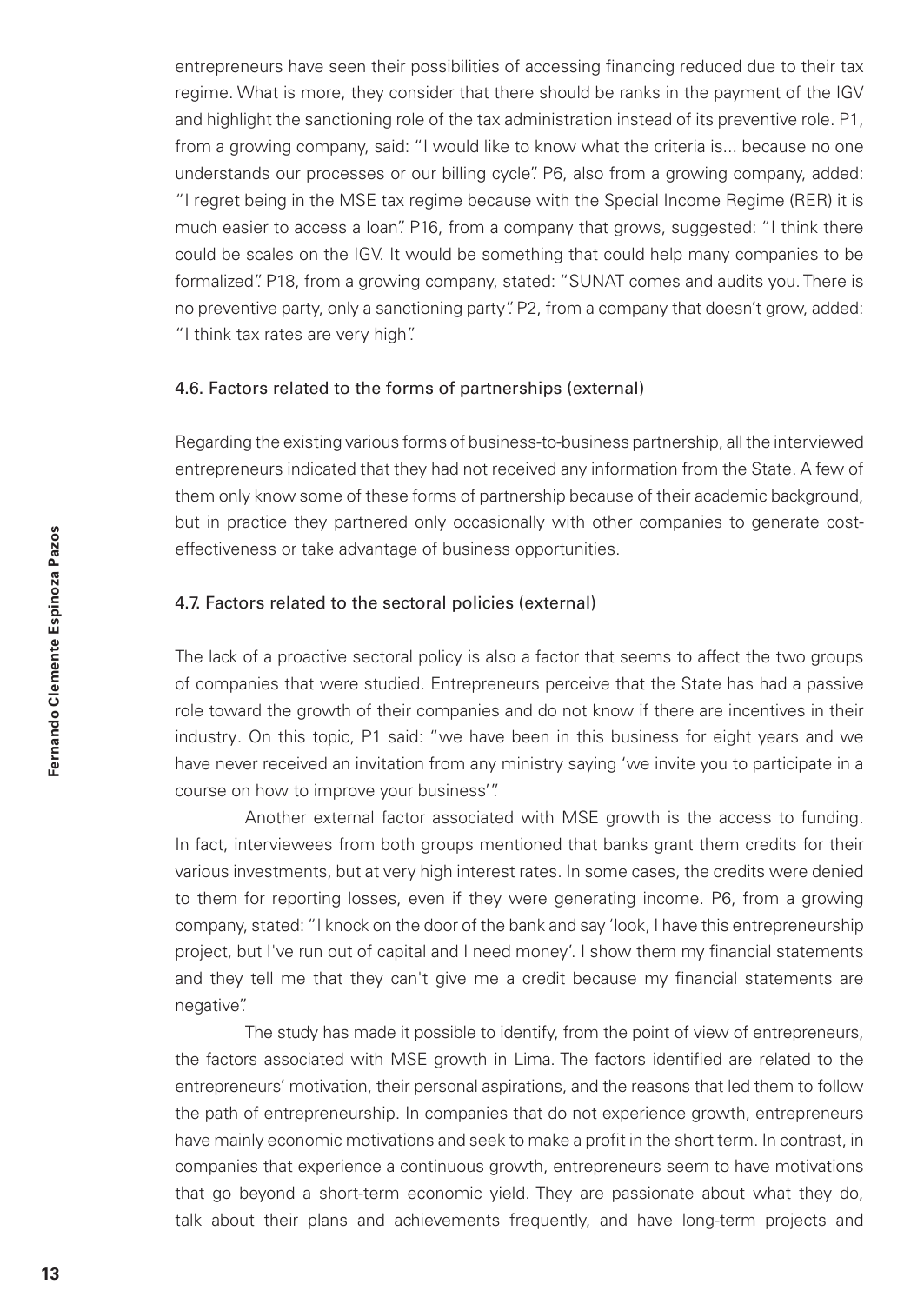entrepreneurs have seen their possibilities of accessing financing reduced due to their tax regime. What is more, they consider that there should be ranks in the payment of the IGV and highlight the sanctioning role of the tax administration instead of its preventive role. P1, from a growing company, said: "I would like to know what the criteria is... because no one understands our processes or our billing cycle". P6, also from a growing company, added: "I regret being in the MSE tax regime because with the Special Income Regime (RER) it is much easier to access a loan". P16, from a company that grows, suggested: "I think there could be scales on the IGV. It would be something that could help many companies to be formalized". P18, from a growing company, stated: "SUNAT comes and audits you. There is no preventive party, only a sanctioning party". P2, from a company that doesn't grow, added: "I think tax rates are very high".

### 4.6. Factors related to the forms of partnerships (external)

Regarding the existing various forms of business-to-business partnership, all the interviewed entrepreneurs indicated that they had not received any information from the State. A few of them only know some of these forms of partnership because of their academic background, but in practice they partnered only occasionally with other companies to generate cost-effectiveness or take advantage of business opportunities.

### 4.7. Factors related to the sectoral policies (external)

The lack of a proactive sectoral policy is also a factor that seems to affect the two groups of companies that were studied. Entrepreneurs perceive that the State has had a passive role toward the growth of their companies and do not know if there are incentives in their industry. On this topic, P1 said: "we have been in this business for eight years and we have never received an invitation from any ministry saying 'we invite you to participate in a course on how to improve your business'".

Another external factor associated with MSE growth is the access to funding. In fact, interviewees from both groups mentioned that banks grant them credits for their various investments, but at very high interest rates. In some cases, the credits were denied to them for reporting losses, even if they were generating income. P6, from a growing company, stated: "I knock on the door of the bank and say 'look, I have this entrepreneurship project, but I've run out of capital and I need money'. I show them my financial statements and they tell me that they can't give me a credit because my financial statements are negative".

The study has made it possible to identify, from the point of view of entrepreneurs, the factors associated with MSE growth in Lima. The factors identified are related to the entrepreneurs' motivation, their personal aspirations, and the reasons that led them to follow the path of entrepreneurship. In companies that do not experience growth, entrepreneurs have mainly economic motivations and seek to make a profit in the short term. In contrast, in companies that experience a continuous growth, entrepreneurs seem to have motivations that go beyond a short-term economic yield. They are passionate about what they do, talk about their plans and achievements frequently, and have long-term projects and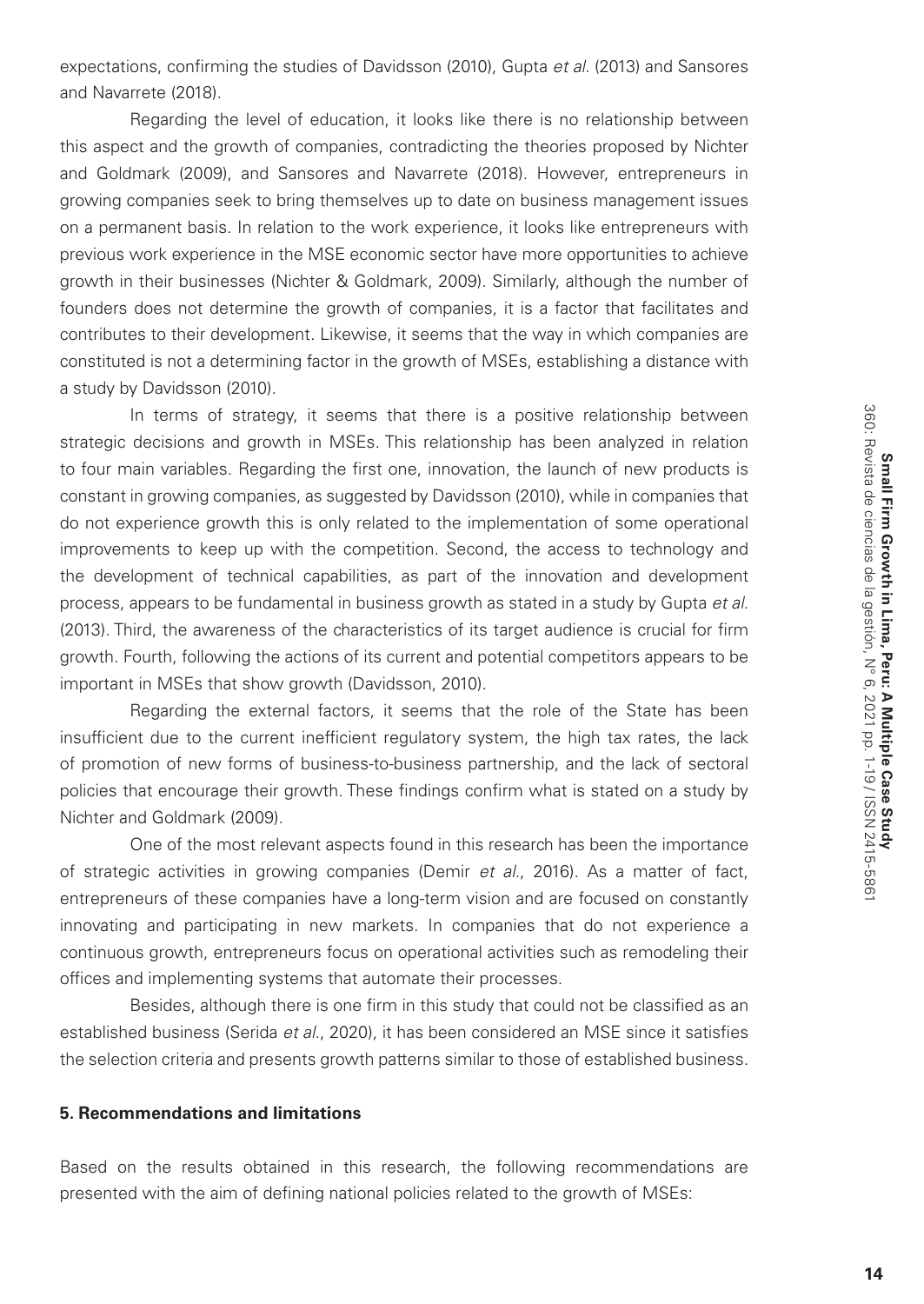expectations, confirming the studies of Davidsson (2010), Gupta *et al.* (2013) and Sansores and Navarrete (2018).

Regarding the level of education, it looks like there is no relationship between this aspect and the growth of companies, contradicting the theories proposed by Nichter and Goldmark (2009), and Sansores and Navarrete (2018). However, entrepreneurs in growing companies seek to bring themselves up to date on business management issues on a permanent basis. In relation to the work experience, it looks like entrepreneurs with previous work experience in the MSE economic sector have more opportunities to achieve growth in their businesses (Nichter & Goldmark, 2009). Similarly, although the number of founders does not determine the growth of companies, it is a factor that facilitates and contributes to their development. Likewise, it seems that the way in which companies are constituted is not a determining factor in the growth of MSEs, establishing a distance with a study by Davidsson (2010).

In terms of strategy, it seems that there is a positive relationship between strategic decisions and growth in MSEs. This relationship has been analyzed in relation to four main variables. Regarding the first one, innovation, the launch of new products is constant in growing companies, as suggested by Davidsson (2010), while in companies that do not experience growth this is only related to the implementation of some operational improvements to keep up with the competition. Second, the access to technology and the development of technical capabilities, as part of the innovation and development process, appears to be fundamental in business growth as stated in a study by Gupta *et al.* (2013). Third, the awareness of the characteristics of its target audience is crucial for firm growth. Fourth, following the actions of its current and potential competitors appears to be important in MSEs that show growth (Davidsson, 2010).

Regarding the external factors, it seems that the role of the State has been insufficient due to the current inefficient regulatory system, the high tax rates, the lack of promotion of new forms of business-to-business partnership, and the lack of sectoral policies that encourage their growth. These findings confirm what is stated on a study by Nichter and Goldmark (2009).

One of the most relevant aspects found in this research has been the importance of strategic activities in growing companies (Demir *et al.*, 2016). As a matter of fact, entrepreneurs of these companies have a long-term vision and are focused on constantly innovating and participating in new markets. In companies that do not experience a continuous growth, entrepreneurs focus on operational activities such as remodeling their offices and implementing systems that automate their processes.

Besides, although there is one firm in this study that could not be classified as an established business (Serida *et al.*, 2020), it has been considered an MSE since it satisfies the selection criteria and presents growth patterns similar to those of established business.

## 5. Recommendations and limitations

Based on the results obtained in this research, the following recommendations are presented with the aim of defining national policies related to the growth of MSEs: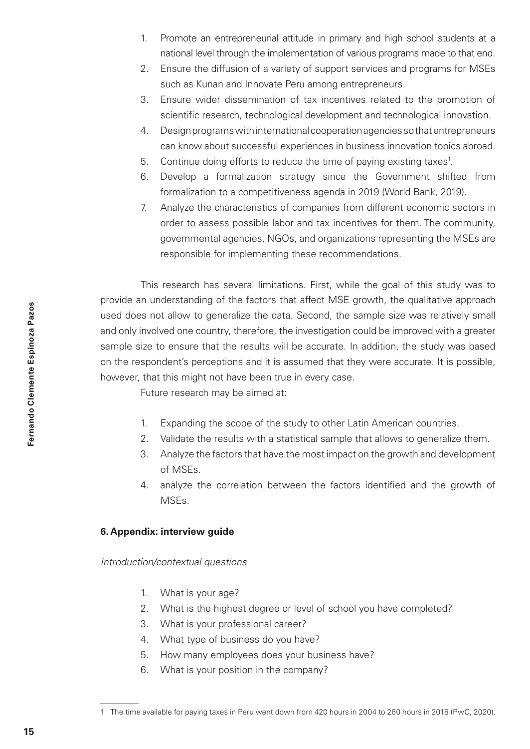1. Promote an entrepreneurial attitude in primary and high school students at a national level through the implementation of various programs made to that end.
2. Ensure the diffusion of a variety of support services and programs for MSEs such as Kunan and Innovate Peru among entrepreneurs.
3. Ensure wider dissemination of tax incentives related to the promotion of scientific research, technological development and technological innovation.
4. Design programs with international cooperation agencies so that entrepreneurs can know about successful experiences in business innovation topics abroad.
5. Continue doing efforts to reduce the time of paying existing taxes[1].
6. Develop a formalization strategy since the Government shifted from formalization to a competitiveness agenda in 2019 (World Bank, 2019).
7. Analyze the characteristics of companies from different economic sectors in order to assess possible labor and tax incentives for them. The community, governmental agencies, NGOs, and organizations representing the MSEs are responsible for implementing these recommendations.

This research has several limitations. First, while the goal of this study was to provide an understanding of the factors that affect MSE growth, the qualitative approach used does not allow to generalize the data. Second, the sample size was relatively small and only involved one country, therefore, the investigation could be improved with a greater sample size to ensure that the results will be accurate. In addition, the study was based on the respondent's perceptions and it is assumed that they were accurate. It is possible, however, that this might not have been true in every case.

Future research may be aimed at:

1. Expanding the scope of the study to other Latin American countries.
2. Validate the results with a statistical sample that allows to generalize them.
3. Analyze the factors that have the most impact on the growth and development of MSEs.
4. analyze the correlation between the factors identified and the growth of MSEs.

## 6. Appendix: interview guide

*Introduction/contextual questions*

1. What is your age?
2. What is the highest degree or level of school you have completed?
3. What is your professional career?
4. What type of business do you have?
5. How many employees does your business have?
6. What is your position in the company?

---

1 The time available for paying taxes in Peru went down from 420 hours in 2004 to 260 hours in 2018 (PwC, 2020).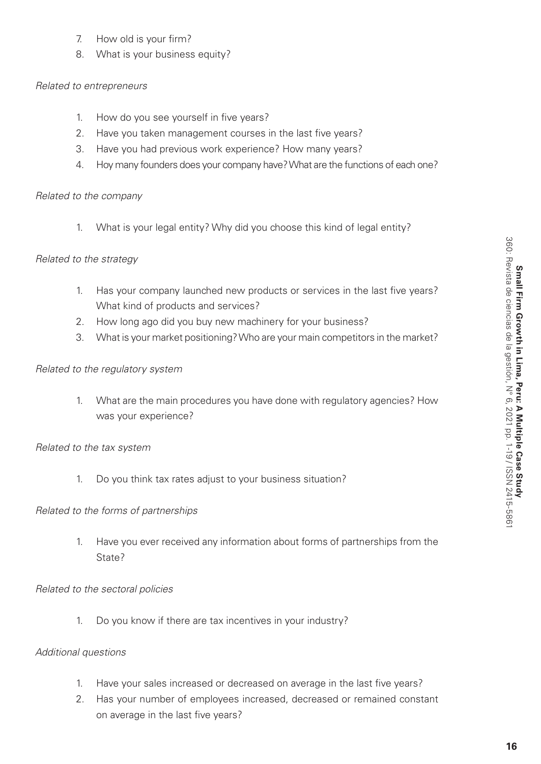7. How old is your firm?
8. What is your business equity?

*Related to entrepreneurs*

1. How do you see yourself in five years?
2. Have you taken management courses in the last five years?
3. Have you had previous work experience? How many years?
4. Hoy many founders does your company have? What are the functions of each one?

*Related to the company*

1. What is your legal entity? Why did you choose this kind of legal entity?

*Related to the strategy*

1. Has your company launched new products or services in the last five years? What kind of products and services?
2. How long ago did you buy new machinery for your business?
3. What is your market positioning? Who are your main competitors in the market?

*Related to the regulatory system*

1. What are the main procedures you have done with regulatory agencies? How was your experience?

*Related to the tax system*

1. Do you think tax rates adjust to your business situation?

*Related to the forms of partnerships*

1. Have you ever received any information about forms of partnerships from the State?

*Related to the sectoral policies*

1. Do you know if there are tax incentives in your industry?

*Additional questions*

1. Have your sales increased or decreased on average in the last five years?
2. Has your number of employees increased, decreased or remained constant on average in the last five years?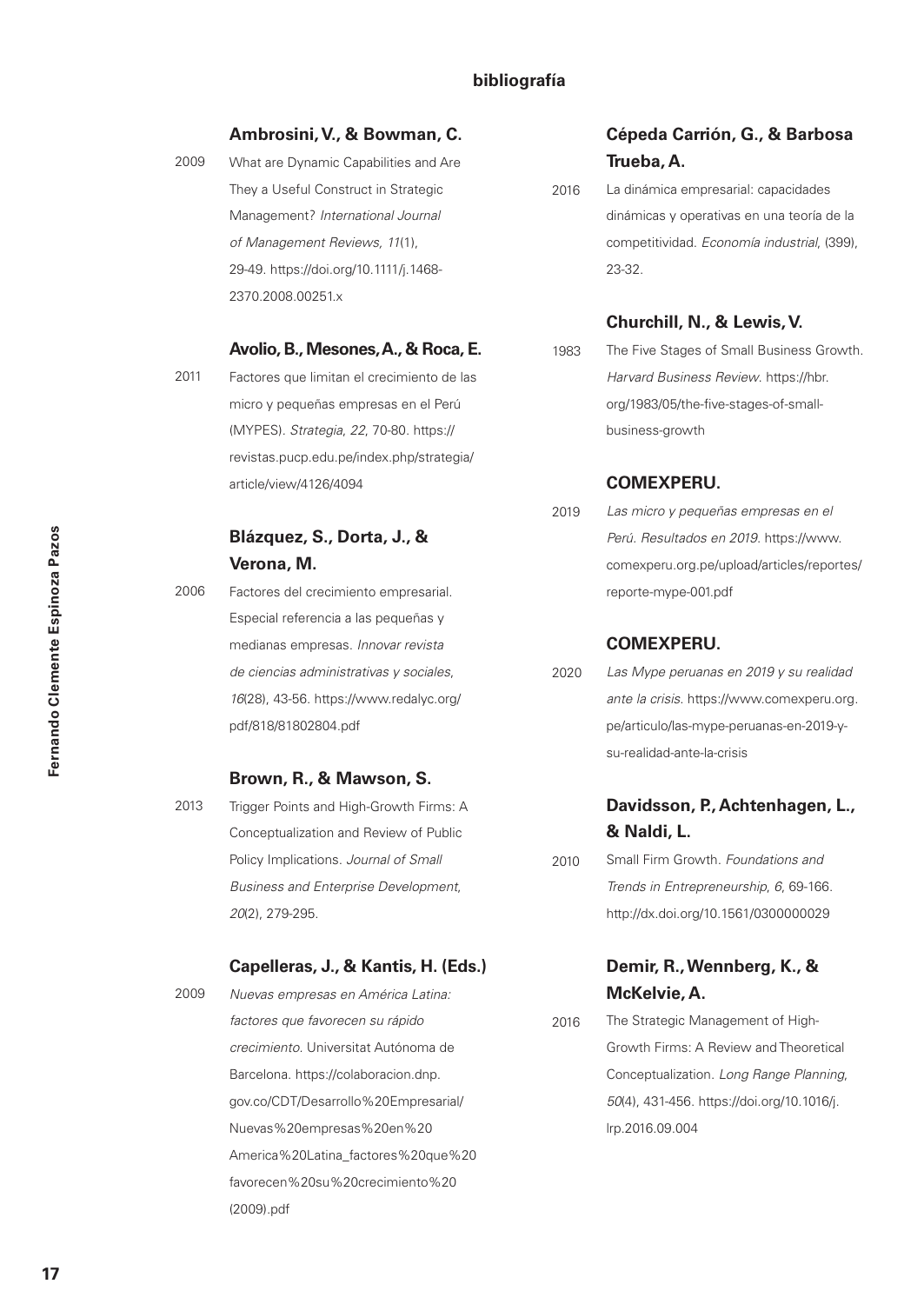## bibliografía

**Ambrosini, V., & Bowman, C.**

2009 What are Dynamic Capabilities and Are They a Useful Construct in Strategic Management? *International Journal of Management Reviews, 11*(1), 29-49. https://doi.org/10.1111/j.1468-2370.2008.00251.x

**Avolio, B., Mesones, A., & Roca, E.**

2011 Factores que limitan el crecimiento de las micro y pequeñas empresas en el Perú (MYPES). *Strategia*, *22*, 70-80. https://revistas.pucp.edu.pe/index.php/strategia/article/view/4126/4094

**Blázquez, S., Dorta, J., & Verona, M.**

2006 Factores del crecimiento empresarial. Especial referencia a las pequeñas y medianas empresas. *Innovar revista de ciencias administrativas y sociales*, *16*(28), 43-56. https://www.redalyc.org/pdf/818/81802804.pdf

**Brown, R., & Mawson, S.**

2013 Trigger Points and High-Growth Firms: A Conceptualization and Review of Public Policy Implications. *Journal of Small Business and Enterprise Development, 20*(2), 279-295.

**Capelleras, J., & Kantis, H. (Eds.)**

2009 *Nuevas empresas en América Latina: factores que favorecen su rápido crecimiento*. Universitat Autónoma de Barcelona. https://colaboracion.dnp.gov.co/CDT/Desarrollo%20Empresarial/Nuevas%20empresas%20en%20America%20Latina_factores%20que%20favorecen%20su%20crecimiento%20(2009).pdf

**Cépeda Carrión, G., & Barbosa Trueba, A.**

2016 La dinámica empresarial: capacidades dinámicas y operativas en una teoría de la competitividad. *Economía industrial*, (399), 23-32.

**Churchill, N., & Lewis, V.**

1983 The Five Stages of Small Business Growth. *Harvard Business Review*. https://hbr.org/1983/05/the-five-stages-of-small-business-growth

**COMEXPERU.**

2019 *Las micro y pequeñas empresas en el Perú. Resultados en 2019*. https://www.comexperu.org.pe/upload/articles/reportes/reporte-mype-001.pdf

**COMEXPERU.**

2020 *Las Mype peruanas en 2019 y su realidad ante la crisis*. https://www.comexperu.org.pe/articulo/las-mype-peruanas-en-2019-y-su-realidad-ante-la-crisis

**Davidsson, P., Achtenhagen, L., & Naldi, L.**

2010 Small Firm Growth. *Foundations and Trends in Entrepreneurship*, *6*, 69-166. http://dx.doi.org/10.1561/0300000029

**Demir, R., Wennberg, K., & McKelvie, A.**

2016 The Strategic Management of High-Growth Firms: A Review and Theoretical Conceptualization. *Long Range Planning, 50*(4), 431-456. https://doi.org/10.1016/j.lrp.2016.09.004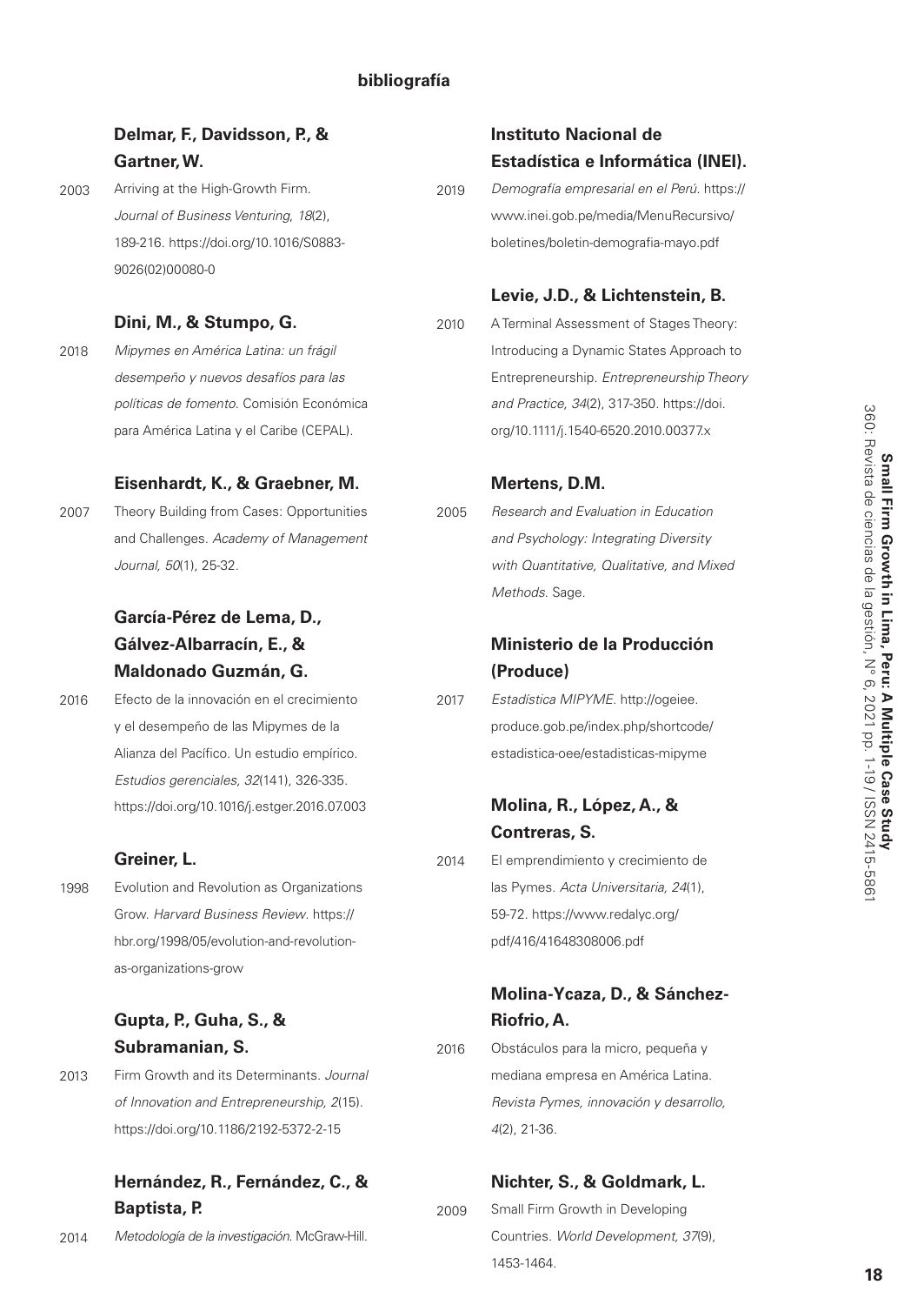**bibliografía**

**Delmar, F., Davidsson, P., & Gartner, W.**

2003 Arriving at the High-Growth Firm. *Journal of Business Venturing*, *18*(2), 189-216. https://doi.org/10.1016/S0883-9026(02)00080-0

**Dini, M., & Stumpo, G.**

2018 *Mipymes en América Latina: un frágil desempeño y nuevos desafíos para las políticas de fomento*. Comisión Económica para América Latina y el Caribe (CEPAL).

**Eisenhardt, K., & Graebner, M.**

2007 Theory Building from Cases: Opportunities and Challenges. *Academy of Management Journal, 50*(1), 25-32.

**García-Pérez de Lema, D., Gálvez-Albarracín, E., & Maldonado Guzmán, G.**

2016 Efecto de la innovación en el crecimiento y el desempeño de las Mipymes de la Alianza del Pacífico. Un estudio empírico. *Estudios gerenciales*, *32*(141), 326-335. https://doi.org/10.1016/j.estger.2016.07.003

**Greiner, L.**

1998 Evolution and Revolution as Organizations Grow. *Harvard Business Review*. https://hbr.org/1998/05/evolution-and-revolution-as-organizations-grow

**Gupta, P., Guha, S., & Subramanian, S.**

2013 Firm Growth and its Determinants. *Journal of Innovation and Entrepreneurship, 2*(15). https://doi.org/10.1186/2192-5372-2-15

**Hernández, R., Fernández, C., & Baptista, P.**

2014 *Metodología de la investigación*. McGraw-Hill.

**Instituto Nacional de Estadística e Informática (INEI).**

2019 *Demografía empresarial en el Perú*. https://www.inei.gob.pe/media/MenuRecursivo/boletines/boletin-demografia-mayo.pdf

**Levie, J.D., & Lichtenstein, B.**

2010 A Terminal Assessment of Stages Theory: Introducing a Dynamic States Approach to Entrepreneurship. *Entrepreneurship Theory and Practice, 34*(2), 317-350. https://doi.org/10.1111/j.1540-6520.2010.00377.x

**Mertens, D.M.**

2005 *Research and Evaluation in Education and Psychology: Integrating Diversity with Quantitative, Qualitative, and Mixed Methods*. Sage.

**Ministerio de la Producción (Produce)**

2017 *Estadística MIPYME*. http://ogeiee.produce.gob.pe/index.php/shortcode/estadistica-oee/estadisticas-mipyme

**Molina, R., López, A., & Contreras, S.**

2014 El emprendimiento y crecimiento de las Pymes. *Acta Universitaria, 24*(1), 59-72. https://www.redalyc.org/pdf/416/41648308006.pdf

**Molina-Ycaza, D., & Sánchez-Riofrio, A.**

2016 Obstáculos para la micro, pequeña y mediana empresa en América Latina. *Revista Pymes, innovación y desarrollo, 4*(2), 21-36.

**Nichter, S., & Goldmark, L.**

2009 Small Firm Growth in Developing Countries. *World Development, 37*(9), 1453-1464.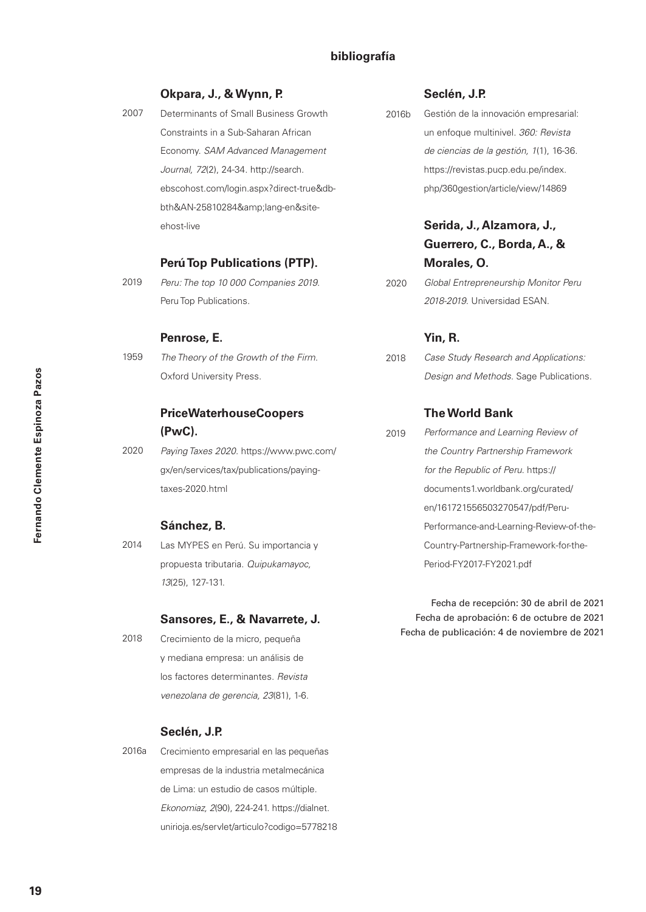## bibliografía

**Okpara, J., & Wynn, P.**

2007 Determinants of Small Business Growth Constraints in a Sub-Saharan African Economy. *SAM Advanced Management Journal, 72*(2), 24-34. http://search.ebscohost.com/login.aspx?direct-true&db-bth&AN-25810284&amp;lang-en&site-ehost-live

**Perú Top Publications (PTP).**

2019 *Peru: The top 10 000 Companies 2019*. Peru Top Publications.

**Penrose, E.**

1959 *The Theory of the Growth of the Firm*. Oxford University Press.

**PriceWaterhouseCoopers (PwC).**

2020 *Paying Taxes 2020*. https://www.pwc.com/gx/en/services/tax/publications/paying-taxes-2020.html

**Sánchez, B.**

2014 Las MYPES en Perú. Su importancia y propuesta tributaria. *Quipukamayoc, 13*(25), 127-131.

**Sansores, E., & Navarrete, J.**

2018 Crecimiento de la micro, pequeña y mediana empresa: un análisis de los factores determinantes. *Revista venezolana de gerencia, 23*(81), 1-6.

**Seclén, J.P.**

2016a Crecimiento empresarial en las pequeñas empresas de la industria metalmecánica de Lima: un estudio de casos múltiple. *Ekonomiaz, 2*(90), 224-241. https://dialnet.unirioja.es/servlet/articulo?codigo=5778218

**Seclén, J.P.**

2016b Gestión de la innovación empresarial: un enfoque multinivel. *360: Revista de ciencias de la gestión, 1*(1), 16-36. https://revistas.pucp.edu.pe/index.php/360gestion/article/view/14869

**Serida, J., Alzamora, J., Guerrero, C., Borda, A., & Morales, O.**

2020 *Global Entrepreneurship Monitor Peru 2018-2019*. Universidad ESAN.

**Yin, R.**

2018 *Case Study Research and Applications: Design and Methods*. Sage Publications.

**The World Bank**

2019 *Performance and Learning Review of the Country Partnership Framework for the Republic of Peru*. https://documents1.worldbank.org/curated/en/161721556503270547/pdf/Peru-Performance-and-Learning-Review-of-the-Country-Partnership-Framework-for-the-Period-FY2017-FY2021.pdf

Fecha de recepción: 30 de abril de 2021
Fecha de aprobación: 6 de octubre de 2021
Fecha de publicación: 4 de noviembre de 2021